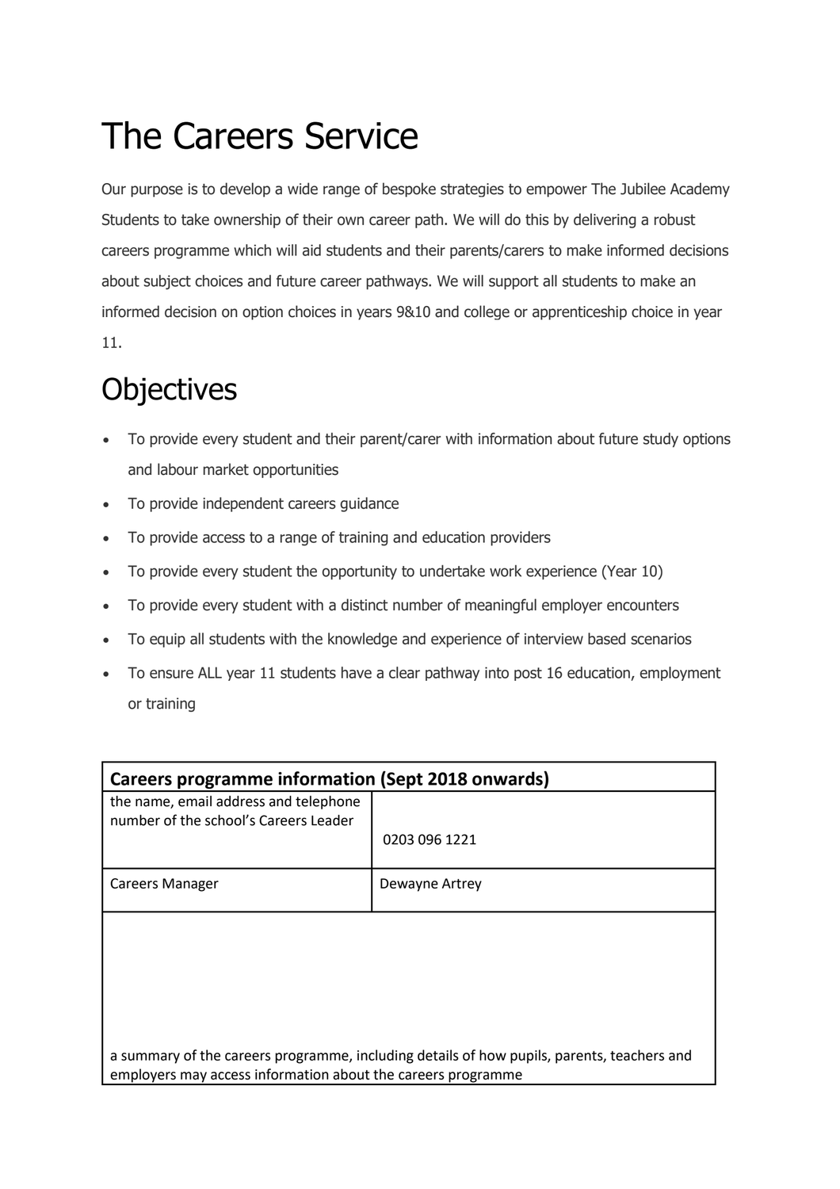# The Careers Service

Our purpose is to develop a wide range of bespoke strategies to empower The Jubilee Academy Students to take ownership of their own career path. We will do this by delivering a robust careers programme which will aid students and their parents/carers to make informed decisions about subject choices and future career pathways. We will support all students to make an informed decision on option choices in years 9&10 and college or apprenticeship choice in year 11.

# Objectives

- To provide every student and their parent/carer with information about future study options and labour market opportunities
- To provide independent careers guidance
- To provide access to a range of training and education providers
- To provide every student the opportunity to undertake work experience (Year 10)
- To provide every student with a distinct number of meaningful employer encounters
- To equip all students with the knowledge and experience of interview based scenarios
- To ensure ALL year 11 students have a clear pathway into post 16 education, employment or training

| **Careers programme information (Sept 2018 onwards)** | |
|---|---|
| the name, email address and telephone number of the school's Careers Leader | 0203 096 1221 |
| Careers Manager | Dewayne Artrey |
| a summary of the careers programme, including details of how pupils, parents, teachers and employers may access information about the careers programme | |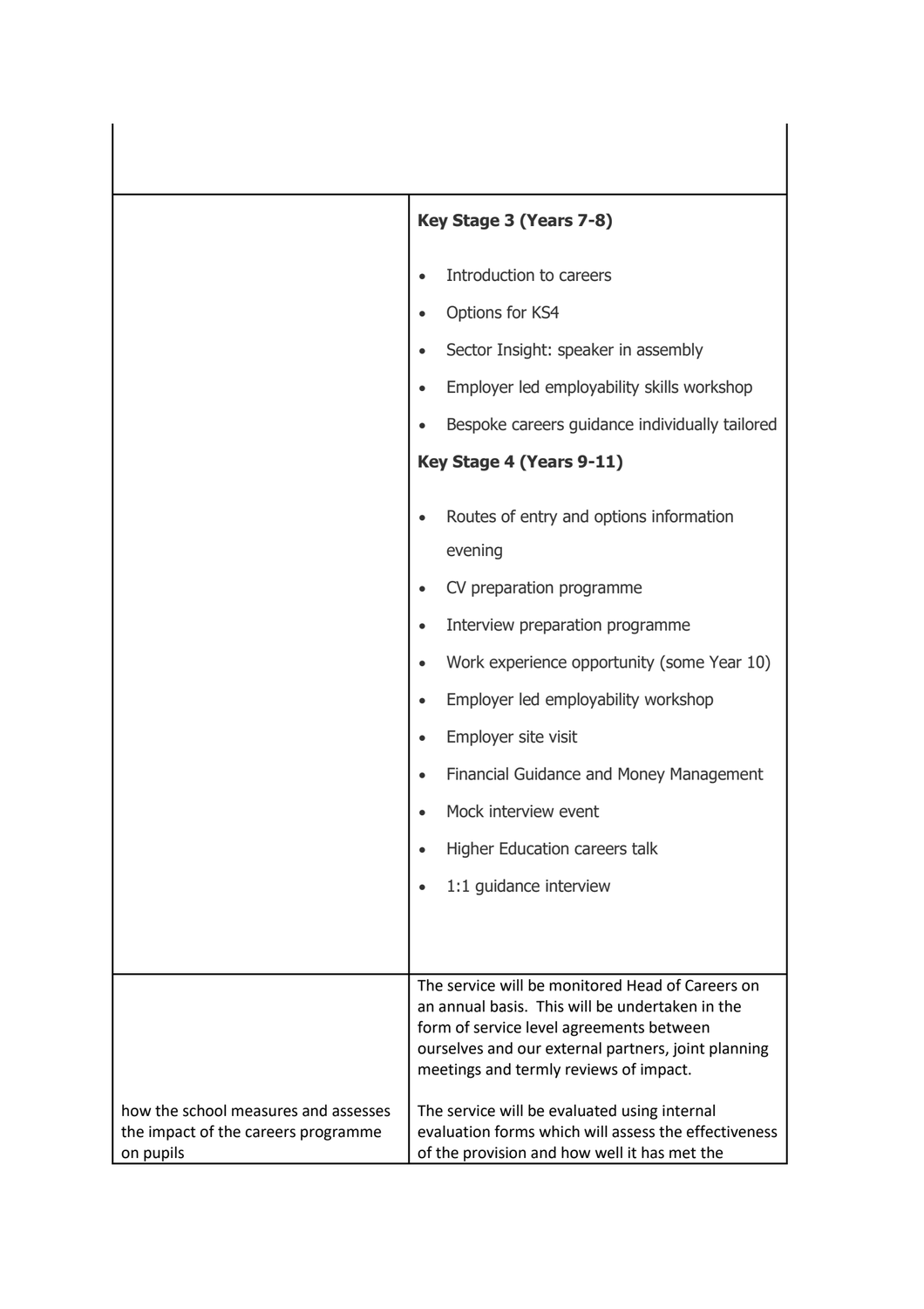| | |
|---|---|
| | |
| | **Key Stage 3 (Years 7-8)**<br><br>• Introduction to careers<br>• Options for KS4<br>• Sector Insight: speaker in assembly<br>• Employer led employability skills workshop<br>• Bespoke careers guidance individually tailored<br><br>**Key Stage 4 (Years 9-11)**<br><br>• Routes of entry and options information evening<br>• CV preparation programme<br>• Interview preparation programme<br>• Work experience opportunity (some Year 10)<br>• Employer led employability workshop<br>• Employer site visit<br>• Financial Guidance and Money Management<br>• Mock interview event<br>• Higher Education careers talk<br>• 1:1 guidance interview |
| how the school measures and assesses the impact of the careers programme on pupils | The service will be monitored Head of Careers on an annual basis. This will be undertaken in the form of service level agreements between ourselves and our external partners, joint planning meetings and termly reviews of impact.<br><br>The service will be evaluated using internal evaluation forms which will assess the effectiveness of the provision and how well it has met the |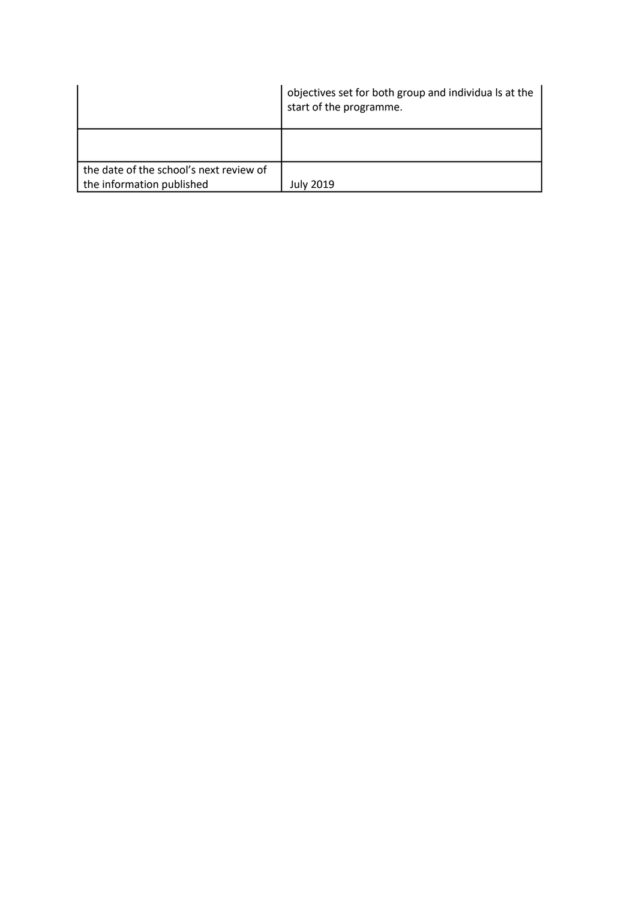| | |
|---|---|
| | objectives set for both group and individua ls at the start of the programme. |
| | |
| the date of the school's next review of the information published | July 2019 |